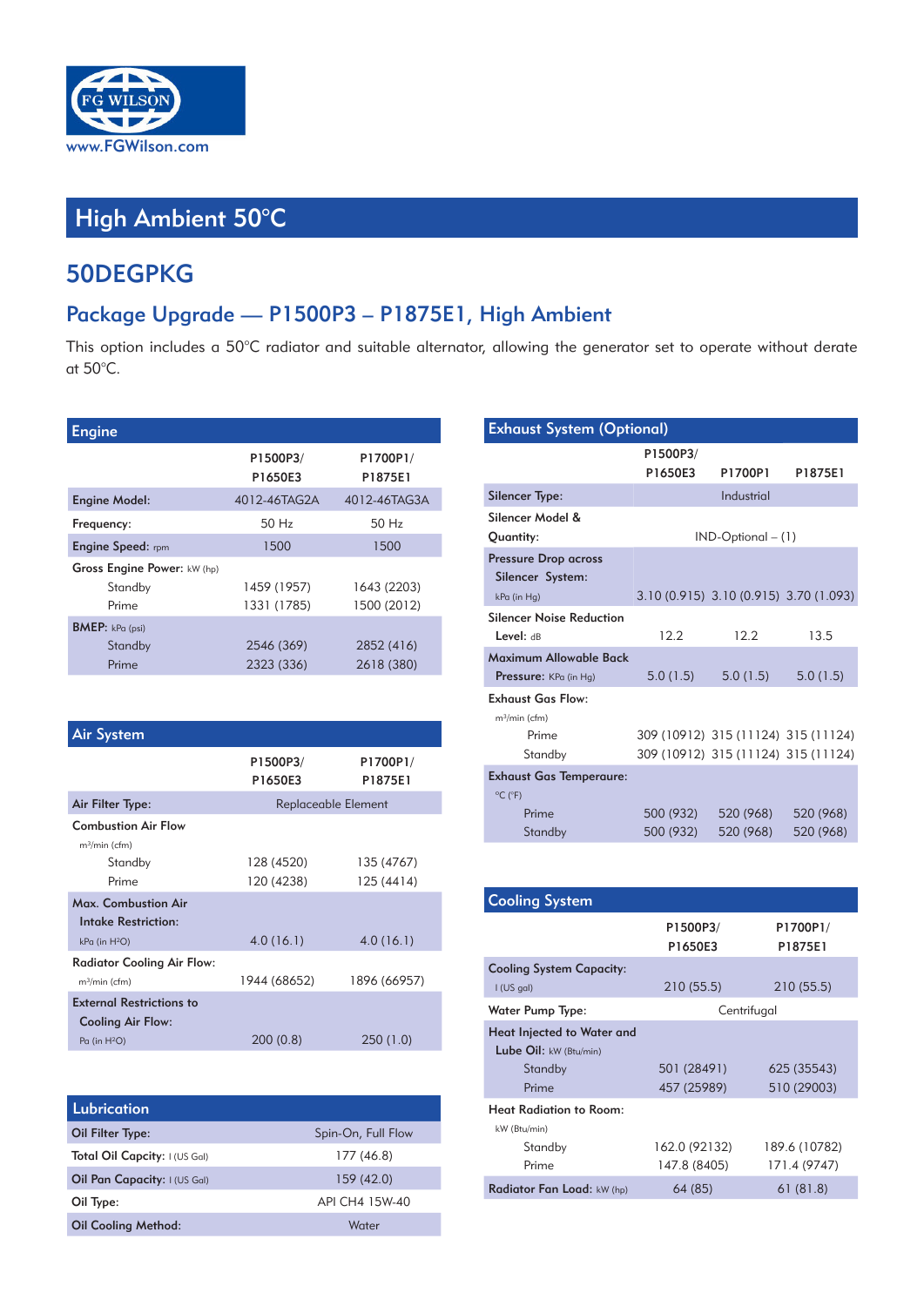www.FGWilson.com

# High Ambient 50°C

## 50DEGPKG

### Package Upgrade — P1500P3 – P1875E1, High Ambient

This option includes a 50°C radiator and suitable alternator, allowing the generator set to operate without derate at 50°C.

#### Engine

| | P1500P3/ P1650E3 | P1700P1/ P1875E1 |
|---|---|---|
| **Engine Model:** | 4012-46TAG2A | 4012-46TAG3A |
| **Frequency:** | 50 Hz | 50 Hz |
| **Engine Speed:** rpm | 1500 | 1500 |
| **Gross Engine Power:** kW (hp) | | |
| Standby | 1459 (1957) | 1643 (2203) |
| Prime | 1331 (1785) | 1500 (2012) |
| **BMEP:** kPa (psi) | | |
| Standby | 2546 (369) | 2852 (416) |
| Prime | 2323 (336) | 2618 (380) |

#### Air System

| | P1500P3/ P1650E3 | P1700P1/ P1875E1 |
|---|---|---|
| **Air Filter Type:** | Replaceable Element | |
| **Combustion Air Flow** m³/min (cfm) | | |
| Standby | 128 (4520) | 135 (4767) |
| Prime | 120 (4238) | 125 (4414) |
| **Max. Combustion Air Intake Restriction:** kPa (in H²O) | 4.0 (16.1) | 4.0 (16.1) |
| **Radiator Cooling Air Flow:** m³/min (cfm) | 1944 (68652) | 1896 (66957) |
| **External Restrictions to Cooling Air Flow:** Pa (in H²O) | 200 (0.8) | 250 (1.0) |

#### Lubrication

| | |
|---|---|
| **Oil Filter Type:** | Spin-On, Full Flow |
| **Total Oil Capcity:** l (US Gal) | 177 (46.8) |
| **Oil Pan Capacity:** l (US Gal) | 159 (42.0) |
| **Oil Type:** | API CH4 15W-40 |
| **Oil Cooling Method:** | Water |

#### Exhaust System (Optional)

| | P1500P3/ P1650E3 | P1700P1 | P1875E1 |
|---|---|---|---|
| **Silencer Type:** | Industrial | | |
| **Silencer Model & Quantity:** | IND-Optional – (1) | | |
| **Pressure Drop across Silencer System:** kPa (in Hg) | 3.10 (0.915) | 3.10 (0.915) | 3.70 (1.093) |
| **Silencer Noise Reduction Level:** dB | 12.2 | 12.2 | 13.5 |
| **Maximum Allowable Back Pressure:** KPa (in Hg) | 5.0 (1.5) | 5.0 (1.5) | 5.0 (1.5) |
| **Exhaust Gas Flow:** m³/min (cfm) | | | |
| Prime | 309 (10912) | 315 (11124) | 315 (11124) |
| Standby | 309 (10912) | 315 (11124) | 315 (11124) |
| **Exhaust Gas Temperaure:** °C (°F) | | | |
| Prime | 500 (932) | 520 (968) | 520 (968) |
| Standby | 500 (932) | 520 (968) | 520 (968) |

#### Cooling System

| | P1500P3/ P1650E3 | P1700P1/ P1875E1 |
|---|---|---|
| **Cooling System Capacity:** l (US gal) | 210 (55.5) | 210 (55.5) |
| **Water Pump Type:** | Centrifugal | |
| **Heat Injected to Water and Lube Oil:** kW (Btu/min) | | |
| Standby | 501 (28491) | 625 (35543) |
| Prime | 457 (25989) | 510 (29003) |
| **Heat Radiation to Room:** kW (Btu/min) | | |
| Standby | 162.0 (92132) | 189.6 (10782) |
| Prime | 147.8 (8405) | 171.4 (9747) |
| **Radiator Fan Load:** kW (hp) | 64 (85) | 61 (81.8) |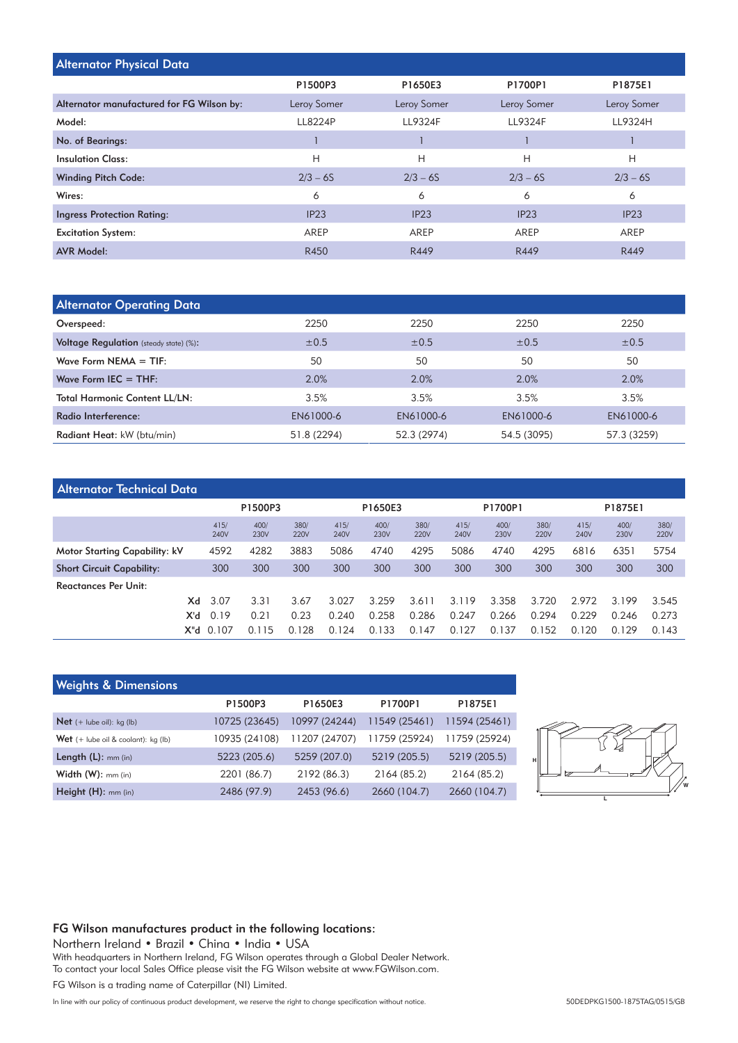## Alternator Physical Data

| | P1500P3 | P1650E3 | P1700P1 | P1875E1 |
|---|---|---|---|---|
| **Alternator manufactured for FG Wilson by:** | Leroy Somer | Leroy Somer | Leroy Somer | Leroy Somer |
| **Model:** | LL8224P | LL9324F | LL9324F | LL9324H |
| **No. of Bearings:** | 1 | 1 | 1 | 1 |
| **Insulation Class:** | H | H | H | H |
| **Winding Pitch Code:** | 2/3 – 6S | 2/3 – 6S | 2/3 – 6S | 2/3 – 6S |
| **Wires:** | 6 | 6 | 6 | 6 |
| **Ingress Protection Rating:** | IP23 | IP23 | IP23 | IP23 |
| **Excitation System:** | AREP | AREP | AREP | AREP |
| **AVR Model:** | R450 | R449 | R449 | R449 |

## Alternator Operating Data

| | P1500P3 | P1650E3 | P1700P1 | P1875E1 |
|---|---|---|---|---|
| **Overspeed:** | 2250 | 2250 | 2250 | 2250 |
| **Voltage Regulation** (steady state) (%): | ±0.5 | ±0.5 | ±0.5 | ±0.5 |
| **Wave Form NEMA = TIF:** | 50 | 50 | 50 | 50 |
| **Wave Form IEC = THF:** | 2.0% | 2.0% | 2.0% | 2.0% |
| **Total Harmonic Content LL/LN:** | 3.5% | 3.5% | 3.5% | 3.5% |
| **Radio Interference:** | EN61000-6 | EN61000-6 | EN61000-6 | EN61000-6 |
| **Radiant Heat:** kW (btu/min) | 51.8 (2294) | 52.3 (2974) | 54.5 (3095) | 57.3 (3259) |

## Alternator Technical Data

| | P1500P3 | | | P1650E3 | | | P1700P1 | | | P1875E1 | | |
|---|---|---|---|---|---|---|---|---|---|---|---|---|
| | 415/ 240V | 400/ 230V | 380/ 220V | 415/ 240V | 400/ 230V | 380/ 220V | 415/ 240V | 400/ 230V | 380/ 220V | 415/ 240V | 400/ 230V | 380/ 220V |
| **Motor Starting Capability: kV** | 4592 | 4282 | 3883 | 5086 | 4740 | 4295 | 5086 | 4740 | 4295 | 6816 | 6351 | 5754 |
| **Short Circuit Capability:** | 300 | 300 | 300 | 300 | 300 | 300 | 300 | 300 | 300 | 300 | 300 | 300 |
| **Reactances Per Unit:** | | | | | | | | | | | | |
| Xd | 3.07 | 3.31 | 3.67 | 3.027 | 3.259 | 3.611 | 3.119 | 3.358 | 3.720 | 2.972 | 3.199 | 3.545 |
| X'd | 0.19 | 0.21 | 0.23 | 0.240 | 0.258 | 0.286 | 0.247 | 0.266 | 0.294 | 0.229 | 0.246 | 0.273 |
| X"d | 0.107 | 0.115 | 0.128 | 0.124 | 0.133 | 0.147 | 0.127 | 0.137 | 0.152 | 0.120 | 0.129 | 0.143 |

## Weights & Dimensions

| | P1500P3 | P1650E3 | P1700P1 | P1875E1 |
|---|---|---|---|---|
| **Net** (+ lube oil): kg (lb) | 10725 (23645) | 10997 (24244) | 11549 (25461) | 11594 (25461) |
| **Wet** (+ lube oil & coolant): kg (lb) | 10935 (24108) | 11207 (24707) | 11759 (25924) | 11759 (25924) |
| **Length (L):** mm (in) | 5223 (205.6) | 5259 (207.0) | 5219 (205.5) | 5219 (205.5) |
| **Width (W):** mm (in) | 2201 (86.7) | 2192 (86.3) | 2164 (85.2) | 2164 (85.2) |
| **Height (H):** mm (in) | 2486 (97.9) | 2453 (96.6) | 2660 (104.7) | 2660 (104.7) |

H

L

W

**FG Wilson manufactures product in the following locations:**

Northern Ireland • Brazil • China • India • USA

With headquarters in Northern Ireland, FG Wilson operates through a Global Dealer Network.
To contact your local Sales Office please visit the FG Wilson website at www.FGWilson.com.

FG Wilson is a trading name of Caterpillar (NI) Limited.

In line with our policy of continuous product development, we reserve the right to change specification without notice.

50DEDPKG1500-1875TAG/0515/GB